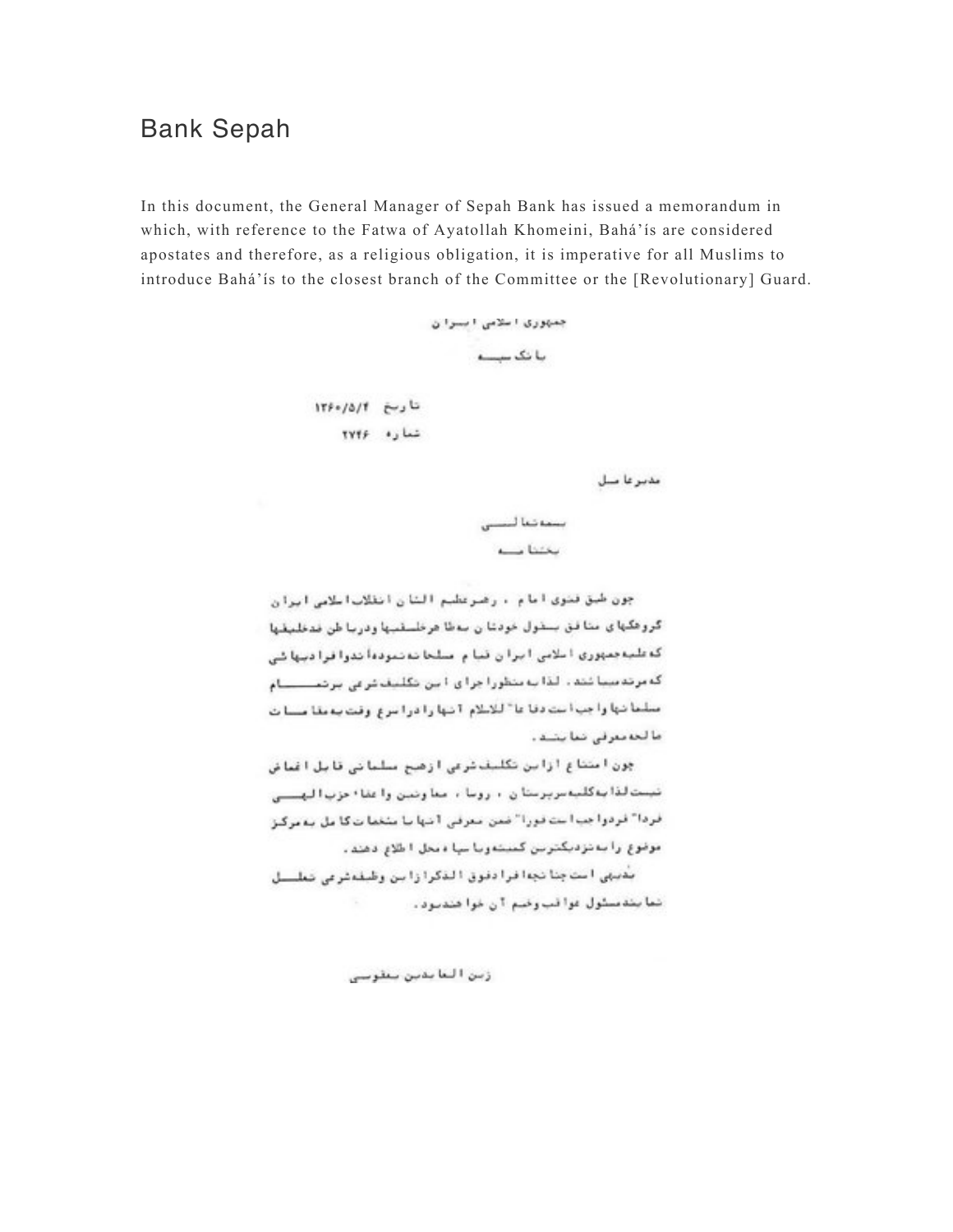# Bank Sepah

In this document, the General Manager of Sepah Bank has issued a memorandum in which, with reference to the Fatwa of Ayatollah Khomeini, Bahá'ís are considered apostates and therefore, as a religious obligation, it is imperative for all Muslims to introduce Bahá'ís to the closest branch of the Committee or the [Revolutionary] Guard.

جمهوری اسلامی ایران

بانک سپه

تاریخ ۱۳۶۰/۵/۴

شماره ۲۷۴۶

مدیرعامل

بسمه تعالی

بخشنامه

چون طبق فتوی امام ، رهبرعظیم الشان انقلاب اسلامی ایران گروهکهای منافق بقول خودشان بهائی هرخلیفه‌ها و دربا طن خدخلیفه‌ها که علیه جمهوری اسلامی ایران قیام مسلحانه نموده اند وافرادبهائی که مرتد میباشند . لذا به منظوراجرای این تکلیف شرعی برتمام مسلمانها واجب است دفاعاً" للاسلام آنها را در اسرع وقت به مقامات صالحه معرفی نمایند .

چون امتناع از این تکلیف شرعی از هیچ مسلمانی قابل اغماض نیست لذا به کلیه سرپرستان ، روسا ، معاونین واعضاء حزب الهی فردا" فرد واجب است فورا" ضمن معرفی آنها با مشخصات کامل به مرکز موضوع را به نزدیکترین کمیته و یا سپاه محل اطلاع دهند .

بدیهی است چنانچه افرادفوق الذکر از این وظیفه شرعی تعلل نمایند مسئول عواقب وخیم آن خواهند بود .

زین العابدین یعقوبی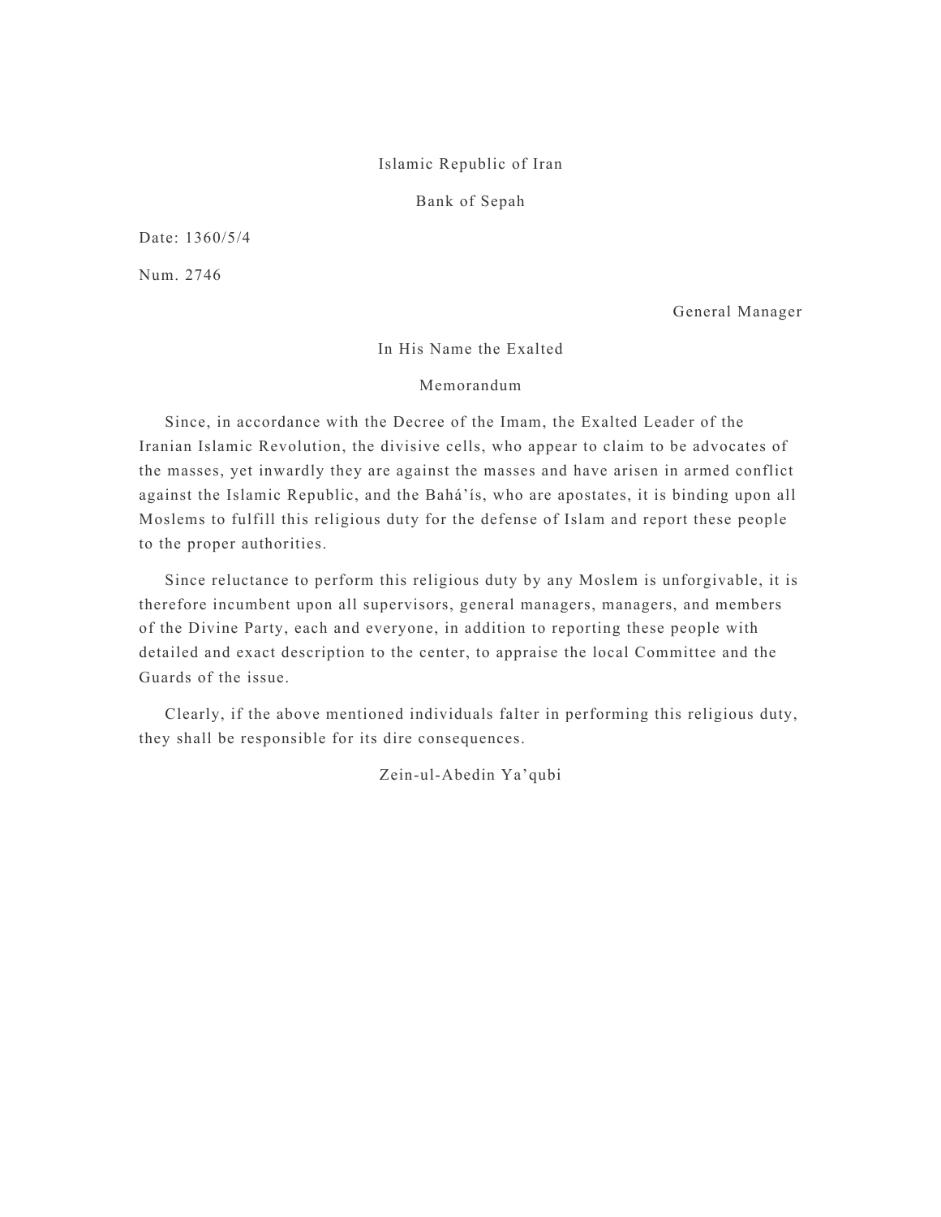Islamic Republic of Iran

Bank of Sepah

Date: 1360/5/4

Num. 2746

General Manager

In His Name the Exalted

Memorandum

Since, in accordance with the Decree of the Imam, the Exalted Leader of the Iranian Islamic Revolution, the divisive cells, who appear to claim to be advocates of the masses, yet inwardly they are against the masses and have arisen in armed conflict against the Islamic Republic, and the Bahá'ís, who are apostates, it is binding upon all Moslems to fulfill this religious duty for the defense of Islam and report these people to the proper authorities.

Since reluctance to perform this religious duty by any Moslem is unforgivable, it is therefore incumbent upon all supervisors, general managers, managers, and members of the Divine Party, each and everyone, in addition to reporting these people with detailed and exact description to the center, to appraise the local Committee and the Guards of the issue.

Clearly, if the above mentioned individuals falter in performing this religious duty, they shall be responsible for its dire consequences.

Zein-ul-Abedin Ya'qubi